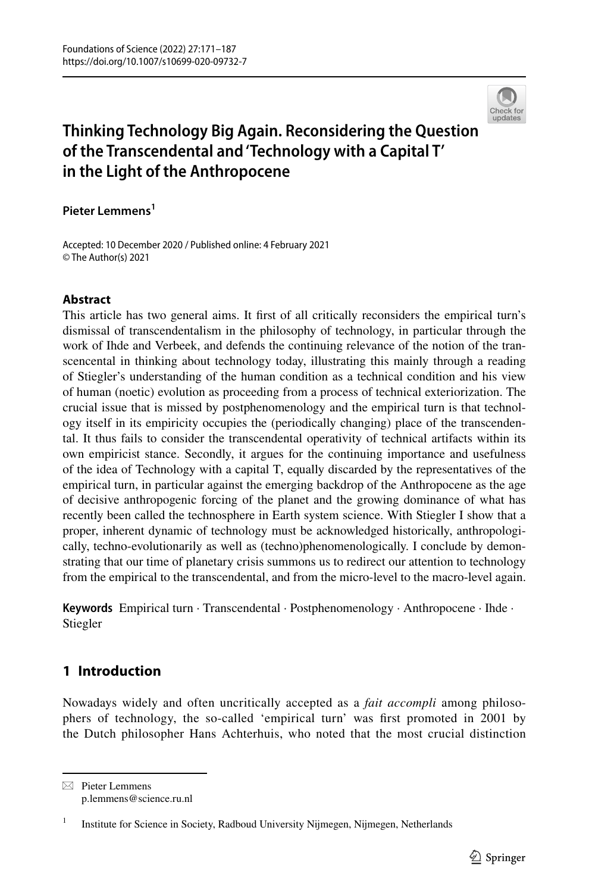# Thinking Technology Big Again. Reconsidering the Question of the Transcendental and 'Technology with a Capital T' in the Light of the Anthropocene

**Pieter Lemmens**[1]

Accepted: 10 December 2020 / Published online: 4 February 2021
© The Author(s) 2021

## Abstract

This article has two general aims. It first of all critically reconsiders the empirical turn's dismissal of transcendentalism in the philosophy of technology, in particular through the work of Ihde and Verbeek, and defends the continuing relevance of the notion of the transcencental in thinking about technology today, illustrating this mainly through a reading of Stiegler's understanding of the human condition as a technical condition and his view of human (noetic) evolution as proceeding from a process of technical exteriorization. The crucial issue that is missed by postphenomenology and the empirical turn is that technology itself in its empiricity occupies the (periodically changing) place of the transcendental. It thus fails to consider the transcendental operativity of technical artifacts within its own empiricist stance. Secondly, it argues for the continuing importance and usefulness of the idea of Technology with a capital T, equally discarded by the representatives of the empirical turn, in particular against the emerging backdrop of the Anthropocene as the age of decisive anthropogenic forcing of the planet and the growing dominance of what has recently been called the technosphere in Earth system science. With Stiegler I show that a proper, inherent dynamic of technology must be acknowledged historically, anthropologically, techno-evolutionarily as well as (techno)phenomenologically. I conclude by demonstrating that our time of planetary crisis summons us to redirect our attention to technology from the empirical to the transcendental, and from the micro-level to the macro-level again.

**Keywords** Empirical turn · Transcendental · Postphenomenology · Anthropocene · Ihde · Stiegler

## 1 Introduction

Nowadays widely and often uncritically accepted as a *fait accompli* among philosophers of technology, the so-called 'empirical turn' was first promoted in 2001 by the Dutch philosopher Hans Achterhuis, who noted that the most crucial distinction

---

✉ Pieter Lemmens
p.lemmens@science.ru.nl

[1] Institute for Science in Society, Radboud University Nijmegen, Nijmegen, Netherlands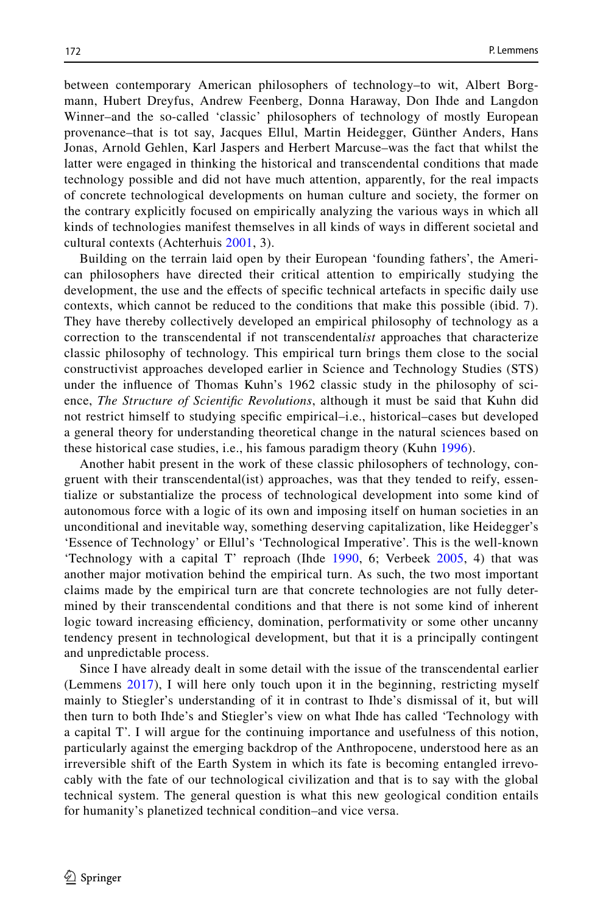between contemporary American philosophers of technology–to wit, Albert Borgmann, Hubert Dreyfus, Andrew Feenberg, Donna Haraway, Don Ihde and Langdon Winner–and the so-called 'classic' philosophers of technology of mostly European provenance–that is tot say, Jacques Ellul, Martin Heidegger, Günther Anders, Hans Jonas, Arnold Gehlen, Karl Jaspers and Herbert Marcuse–was the fact that whilst the latter were engaged in thinking the historical and transcendental conditions that made technology possible and did not have much attention, apparently, for the real impacts of concrete technological developments on human culture and society, the former on the contrary explicitly focused on empirically analyzing the various ways in which all kinds of technologies manifest themselves in all kinds of ways in different societal and cultural contexts (Achterhuis 2001, 3).

Building on the terrain laid open by their European 'founding fathers', the American philosophers have directed their critical attention to empirically studying the development, the use and the effects of specific technical artefacts in specific daily use contexts, which cannot be reduced to the conditions that make this possible (ibid. 7). They have thereby collectively developed an empirical philosophy of technology as a correction to the transcendental if not transcendental*ist* approaches that characterize classic philosophy of technology. This empirical turn brings them close to the social constructivist approaches developed earlier in Science and Technology Studies (STS) under the influence of Thomas Kuhn's 1962 classic study in the philosophy of science, *The Structure of Scientific Revolutions*, although it must be said that Kuhn did not restrict himself to studying specific empirical–i.e., historical–cases but developed a general theory for understanding theoretical change in the natural sciences based on these historical case studies, i.e., his famous paradigm theory (Kuhn 1996).

Another habit present in the work of these classic philosophers of technology, congruent with their transcendental(ist) approaches, was that they tended to reify, essentialize or substantialize the process of technological development into some kind of autonomous force with a logic of its own and imposing itself on human societies in an unconditional and inevitable way, something deserving capitalization, like Heidegger's 'Essence of Technology' or Ellul's 'Technological Imperative'. This is the well-known 'Technology with a capital T' reproach (Ihde 1990, 6; Verbeek 2005, 4) that was another major motivation behind the empirical turn. As such, the two most important claims made by the empirical turn are that concrete technologies are not fully determined by their transcendental conditions and that there is not some kind of inherent logic toward increasing efficiency, domination, performativity or some other uncanny tendency present in technological development, but that it is a principally contingent and unpredictable process.

Since I have already dealt in some detail with the issue of the transcendental earlier (Lemmens 2017), I will here only touch upon it in the beginning, restricting myself mainly to Stiegler's understanding of it in contrast to Ihde's dismissal of it, but will then turn to both Ihde's and Stiegler's view on what Ihde has called 'Technology with a capital T'. I will argue for the continuing importance and usefulness of this notion, particularly against the emerging backdrop of the Anthropocene, understood here as an irreversible shift of the Earth System in which its fate is becoming entangled irrevocably with the fate of our technological civilization and that is to say with the global technical system. The general question is what this new geological condition entails for humanity's planetized technical condition–and vice versa.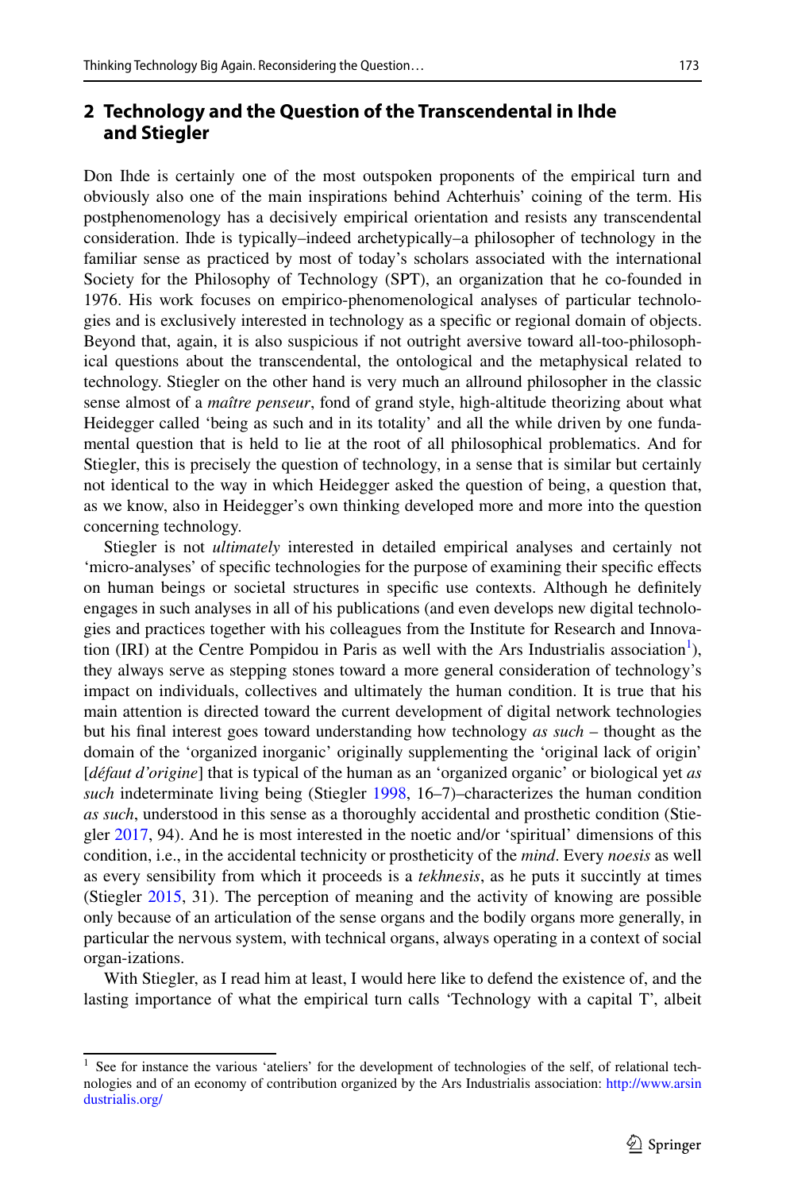## 2 Technology and the Question of the Transcendental in Ihde and Stiegler

Don Ihde is certainly one of the most outspoken proponents of the empirical turn and obviously also one of the main inspirations behind Achterhuis' coining of the term. His postphenomenology has a decisively empirical orientation and resists any transcendental consideration. Ihde is typically–indeed archetypically–a philosopher of technology in the familiar sense as practiced by most of today's scholars associated with the international Society for the Philosophy of Technology (SPT), an organization that he co-founded in 1976. His work focuses on empirico-phenomenological analyses of particular technologies and is exclusively interested in technology as a specific or regional domain of objects. Beyond that, again, it is also suspicious if not outright aversive toward all-too-philosophical questions about the transcendental, the ontological and the metaphysical related to technology. Stiegler on the other hand is very much an allround philosopher in the classic sense almost of a *maître penseur*, fond of grand style, high-altitude theorizing about what Heidegger called 'being as such and in its totality' and all the while driven by one fundamental question that is held to lie at the root of all philosophical problematics. And for Stiegler, this is precisely the question of technology, in a sense that is similar but certainly not identical to the way in which Heidegger asked the question of being, a question that, as we know, also in Heidegger's own thinking developed more and more into the question concerning technology.

Stiegler is not *ultimately* interested in detailed empirical analyses and certainly not 'micro-analyses' of specific technologies for the purpose of examining their specific effects on human beings or societal structures in specific use contexts. Although he definitely engages in such analyses in all of his publications (and even develops new digital technologies and practices together with his colleagues from the Institute for Research and Innovation (IRI) at the Centre Pompidou in Paris as well with the Ars Industrialis association[1]), they always serve as stepping stones toward a more general consideration of technology's impact on individuals, collectives and ultimately the human condition. It is true that his main attention is directed toward the current development of digital network technologies but his final interest goes toward understanding how technology *as such* – thought as the domain of the 'organized inorganic' originally supplementing the 'original lack of origin' [*défaut d'origine*] that is typical of the human as an 'organized organic' or biological yet *as such* indeterminate living being (Stiegler 1998, 16–7)–characterizes the human condition *as such*, understood in this sense as a thoroughly accidental and prosthetic condition (Stiegler 2017, 94). And he is most interested in the noetic and/or 'spiritual' dimensions of this condition, i.e., in the accidental technicity or prostheticity of the *mind*. Every *noesis* as well as every sensibility from which it proceeds is a *tekhnesis*, as he puts it succintly at times (Stiegler 2015, 31). The perception of meaning and the activity of knowing are possible only because of an articulation of the sense organs and the bodily organs more generally, in particular the nervous system, with technical organs, always operating in a context of social organ-izations.

With Stiegler, as I read him at least, I would here like to defend the existence of, and the lasting importance of what the empirical turn calls 'Technology with a capital T', albeit

---

[1] See for instance the various 'ateliers' for the development of technologies of the self, of relational technologies and of an economy of contribution organized by the Ars Industrialis association: http://www.arsindustrialis.org/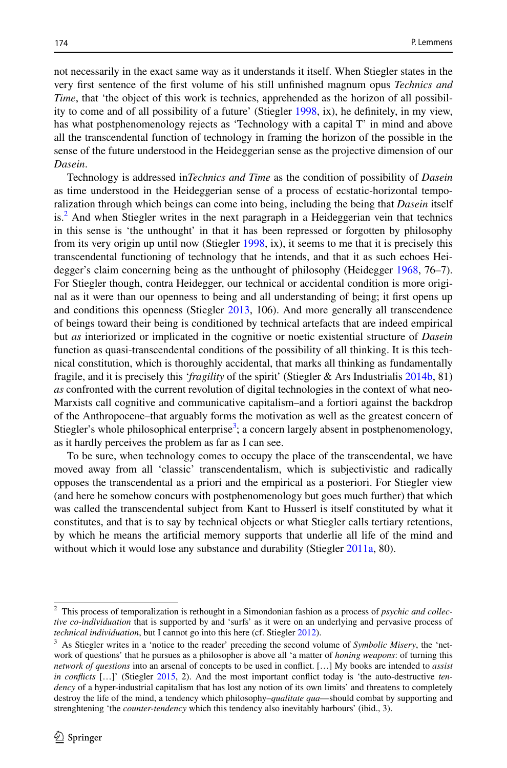not necessarily in the exact same way as it understands itself. When Stiegler states in the very first sentence of the first volume of his still unfinished magnum opus *Technics and Time*, that 'the object of this work is technics, apprehended as the horizon of all possibility to come and of all possibility of a future' (Stiegler 1998, ix), he definitely, in my view, has what postphenomenology rejects as 'Technology with a capital T' in mind and above all the transcendental function of technology in framing the horizon of the possible in the sense of the future understood in the Heideggerian sense as the projective dimension of our *Dasein*.

Technology is addressed in*Technics and Time* as the condition of possibility of *Dasein* as time understood in the Heideggerian sense of a process of ecstatic-horizontal temporalization through which beings can come into being, including the being that *Dasein* itself is.[2] And when Stiegler writes in the next paragraph in a Heideggerian vein that technics in this sense is 'the unthought' in that it has been repressed or forgotten by philosophy from its very origin up until now (Stiegler 1998, ix), it seems to me that it is precisely this transcendental functioning of technology that he intends, and that it as such echoes Heidegger's claim concerning being as the unthought of philosophy (Heidegger 1968, 76–7). For Stiegler though, contra Heidegger, our technical or accidental condition is more original as it were than our openness to being and all understanding of being; it first opens up and conditions this openness (Stiegler 2013, 106). And more generally all transcendence of beings toward their being is conditioned by technical artefacts that are indeed empirical but *as* interiorized or implicated in the cognitive or noetic existential structure of *Dasein* function as quasi-transcendental conditions of the possibility of all thinking. It is this technical constitution, which is thoroughly accidental, that marks all thinking as fundamentally fragile, and it is precisely this '*fragility* of the spirit' (Stiegler & Ars Industrialis 2014b, 81) *as* confronted with the current revolution of digital technologies in the context of what neo-Marxists call cognitive and communicative capitalism–and a fortiori against the backdrop of the Anthropocene–that arguably forms the motivation as well as the greatest concern of Stiegler's whole philosophical enterprise[3]; a concern largely absent in postphenomenology, as it hardly perceives the problem as far as I can see.

To be sure, when technology comes to occupy the place of the transcendental, we have moved away from all 'classic' transcendentalism, which is subjectivistic and radically opposes the transcendental as a priori and the empirical as a posteriori. For Stiegler view (and here he somehow concurs with postphenomenology but goes much further) that which was called the transcendental subject from Kant to Husserl is itself constituted by what it constitutes, and that is to say by technical objects or what Stiegler calls tertiary retentions, by which he means the artificial memory supports that underlie all life of the mind and without which it would lose any substance and durability (Stiegler 2011a, 80).

---

[2] This process of temporalization is rethought in a Simondonian fashion as a process of *psychic and collective co-individuation* that is supported by and 'surfs' as it were on an underlying and pervasive process of *technical individuation*, but I cannot go into this here (cf. Stiegler 2012).

[3] As Stiegler writes in a 'notice to the reader' preceding the second volume of *Symbolic Misery*, the 'network of questions' that he pursues as a philosopher is above all 'a matter of *honing weapons*: of turning this *network of questions* into an arsenal of concepts to be used in conflict. […] My books are intended to *assist in conflicts* […]' (Stiegler 2015, 2). And the most important conflict today is 'the auto-destructive *tendency* of a hyper-industrial capitalism that has lost any notion of its own limits' and threatens to completely destroy the life of the mind, a tendency which philosophy–*qualitate qua*—should combat by supporting and strenghtening 'the *counter-tendency* which this tendency also inevitably harbours' (ibid., 3).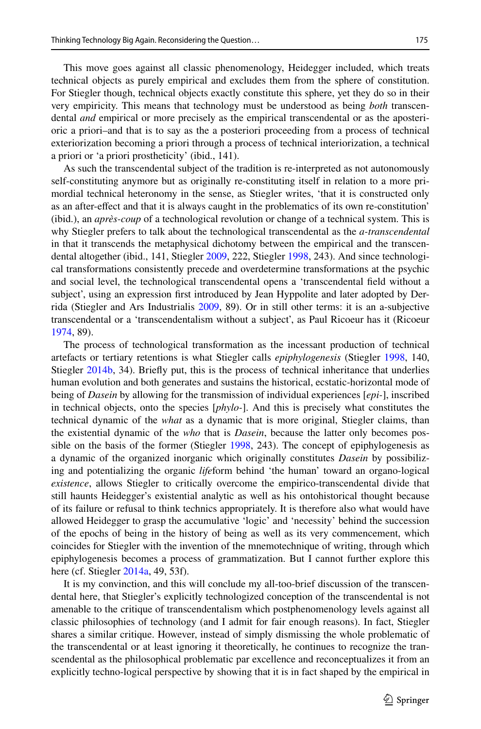This move goes against all classic phenomenology, Heidegger included, which treats technical objects as purely empirical and excludes them from the sphere of constitution. For Stiegler though, technical objects exactly constitute this sphere, yet they do so in their very empiricity. This means that technology must be understood as being *both* transcendental *and* empirical or more precisely as the empirical transcendental or as the aposterioric a priori–and that is to say as the a posteriori proceeding from a process of technical exteriorization becoming a priori through a process of technical interiorization, a technical a priori or 'a priori prostheticity' (ibid., 141).

As such the transcendental subject of the tradition is re-interpreted as not autonomously self-constituting anymore but as originally re-constituting itself in relation to a more primordial technical heteronomy in the sense, as Stiegler writes, 'that it is constructed only as an after-effect and that it is always caught in the problematics of its own re-constitution' (ibid.), an *après-coup* of a technological revolution or change of a technical system. This is why Stiegler prefers to talk about the technological transcendental as the *a-transcendental* in that it transcends the metaphysical dichotomy between the empirical and the transcendental altogether (ibid., 141, Stiegler 2009, 222, Stiegler 1998, 243). And since technological transformations consistently precede and overdetermine transformations at the psychic and social level, the technological transcendental opens a 'transcendental field without a subject', using an expression first introduced by Jean Hyppolite and later adopted by Derrida (Stiegler and Ars Industrialis 2009, 89). Or in still other terms: it is an a-subjective transcendental or a 'transcendentalism without a subject', as Paul Ricoeur has it (Ricoeur 1974, 89).

The process of technological transformation as the incessant production of technical artefacts or tertiary retentions is what Stiegler calls *epiphylogenesis* (Stiegler 1998, 140, Stiegler 2014b, 34). Briefly put, this is the process of technical inheritance that underlies human evolution and both generates and sustains the historical, ecstatic-horizontal mode of being of *Dasein* by allowing for the transmission of individual experiences [*epi*-], inscribed in technical objects, onto the species [*phylo*-]. And this is precisely what constitutes the technical dynamic of the *what* as a dynamic that is more original, Stiegler claims, than the existential dynamic of the *who* that is *Dasein*, because the latter only becomes possible on the basis of the former (Stiegler 1998, 243). The concept of epiphylogenesis as a dynamic of the organized inorganic which originally constitutes *Dasein* by possibilizing and potentializing the organic *life*form behind 'the human' toward an organo-logical *existence*, allows Stiegler to critically overcome the empirico-transcendental divide that still haunts Heidegger's existential analytic as well as his ontohistorical thought because of its failure or refusal to think technics appropriately. It is therefore also what would have allowed Heidegger to grasp the accumulative 'logic' and 'necessity' behind the succession of the epochs of being in the history of being as well as its very commencement, which coincides for Stiegler with the invention of the mnemotechnique of writing, through which epiphylogenesis becomes a process of grammatization. But I cannot further explore this here (cf. Stiegler 2014a, 49, 53f).

It is my conviction, and this will conclude my all-too-brief discussion of the transcendental here, that Stiegler's explicitly technologized conception of the transcendental is not amenable to the critique of transcendentalism which postphenomenology levels against all classic philosophies of technology (and I admit for fair enough reasons). In fact, Stiegler shares a similar critique. However, instead of simply dismissing the whole problematic of the transcendental or at least ignoring it theoretically, he continues to recognize the transcendental as the philosophical problematic par excellence and reconceptualizes it from an explicitly techno-logical perspective by showing that it is in fact shaped by the empirical in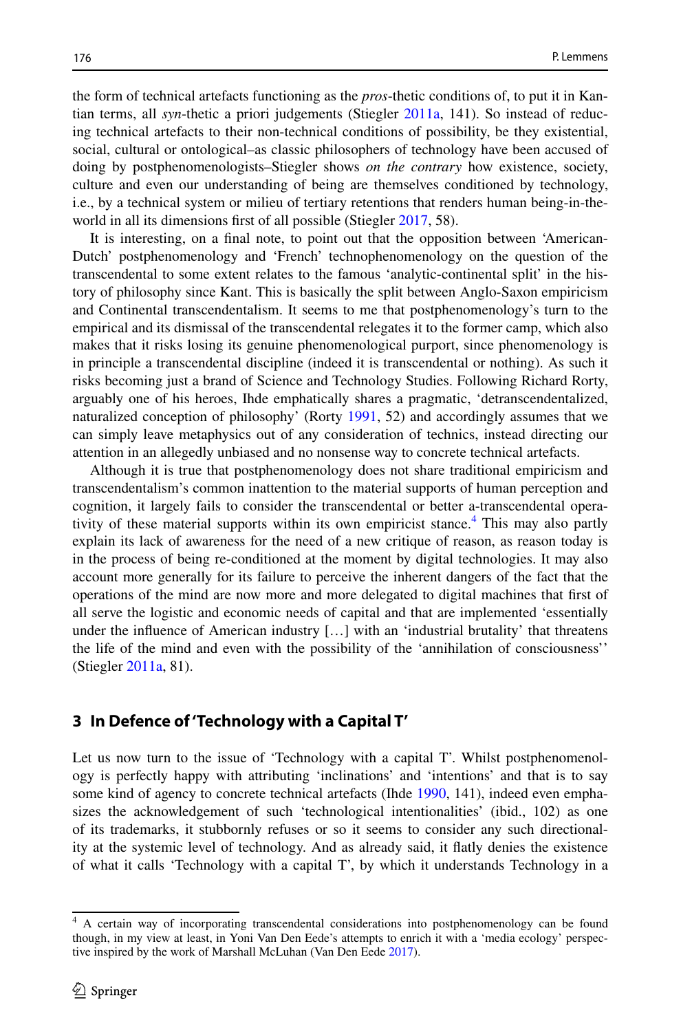the form of technical artefacts functioning as the *pros*-thetic conditions of, to put it in Kantian terms, all *syn*-thetic a priori judgements (Stiegler 2011a, 141). So instead of reducing technical artefacts to their non-technical conditions of possibility, be they existential, social, cultural or ontological–as classic philosophers of technology have been accused of doing by postphenomenologists–Stiegler shows *on the contrary* how existence, society, culture and even our understanding of being are themselves conditioned by technology, i.e., by a technical system or milieu of tertiary retentions that renders human being-in-the-world in all its dimensions first of all possible (Stiegler 2017, 58).

It is interesting, on a final note, to point out that the opposition between 'American-Dutch' postphenomenology and 'French' technophenomenology on the question of the transcendental to some extent relates to the famous 'analytic-continental split' in the history of philosophy since Kant. This is basically the split between Anglo-Saxon empiricism and Continental transcendentalism. It seems to me that postphenomenology's turn to the empirical and its dismissal of the transcendental relegates it to the former camp, which also makes that it risks losing its genuine phenomenological purport, since phenomenology is in principle a transcendental discipline (indeed it is transcendental or nothing). As such it risks becoming just a brand of Science and Technology Studies. Following Richard Rorty, arguably one of his heroes, Ihde emphatically shares a pragmatic, 'detranscendentalized, naturalized conception of philosophy' (Rorty 1991, 52) and accordingly assumes that we can simply leave metaphysics out of any consideration of technics, instead directing our attention in an allegedly unbiased and no nonsense way to concrete technical artefacts.

Although it is true that postphenomenology does not share traditional empiricism and transcendentalism's common inattention to the material supports of human perception and cognition, it largely fails to consider the transcendental or better a-transcendental operativity of these material supports within its own empiricist stance.[4] This may also partly explain its lack of awareness for the need of a new critique of reason, as reason today is in the process of being re-conditioned at the moment by digital technologies. It may also account more generally for its failure to perceive the inherent dangers of the fact that the operations of the mind are now more and more delegated to digital machines that first of all serve the logistic and economic needs of capital and that are implemented 'essentially under the influence of American industry […] with an 'industrial brutality' that threatens the life of the mind and even with the possibility of the 'annihilation of consciousness'' (Stiegler 2011a, 81).

## 3 In Defence of 'Technology with a Capital T'

Let us now turn to the issue of 'Technology with a capital T'. Whilst postphenomenology is perfectly happy with attributing 'inclinations' and 'intentions' and that is to say some kind of agency to concrete technical artefacts (Ihde 1990, 141), indeed even emphasizes the acknowledgement of such 'technological intentionalities' (ibid., 102) as one of its trademarks, it stubbornly refuses or so it seems to consider any such directionality at the systemic level of technology. And as already said, it flatly denies the existence of what it calls 'Technology with a capital T', by which it understands Technology in a

[4] A certain way of incorporating transcendental considerations into postphenomenology can be found though, in my view at least, in Yoni Van Den Eede's attempts to enrich it with a 'media ecology' perspective inspired by the work of Marshall McLuhan (Van Den Eede 2017).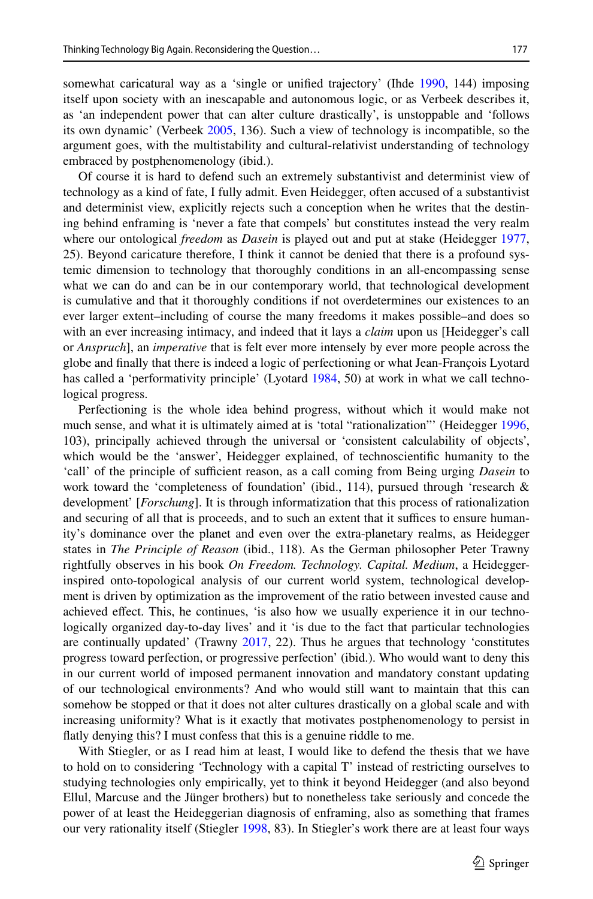somewhat caricatural way as a 'single or unified trajectory' (Ihde 1990, 144) imposing itself upon society with an inescapable and autonomous logic, or as Verbeek describes it, as 'an independent power that can alter culture drastically', is unstoppable and 'follows its own dynamic' (Verbeek 2005, 136). Such a view of technology is incompatible, so the argument goes, with the multistability and cultural-relativist understanding of technology embraced by postphenomenology (ibid.).

Of course it is hard to defend such an extremely substantivist and determinist view of technology as a kind of fate, I fully admit. Even Heidegger, often accused of a substantivist and determinist view, explicitly rejects such a conception when he writes that the destining behind enframing is 'never a fate that compels' but constitutes instead the very realm where our ontological *freedom* as *Dasein* is played out and put at stake (Heidegger 1977, 25). Beyond caricature therefore, I think it cannot be denied that there is a profound systemic dimension to technology that thoroughly conditions in an all-encompassing sense what we can do and can be in our contemporary world, that technological development is cumulative and that it thoroughly conditions if not overdetermines our existences to an ever larger extent–including of course the many freedoms it makes possible–and does so with an ever increasing intimacy, and indeed that it lays a *claim* upon us [Heidegger's call or *Anspruch*], an *imperative* that is felt ever more intensely by ever more people across the globe and finally that there is indeed a logic of perfectioning or what Jean-François Lyotard has called a 'performativity principle' (Lyotard 1984, 50) at work in what we call technological progress.

Perfectioning is the whole idea behind progress, without which it would make not much sense, and what it is ultimately aimed at is 'total "rationalization"' (Heidegger 1996, 103), principally achieved through the universal or 'consistent calculability of objects', which would be the 'answer', Heidegger explained, of technoscientific humanity to the 'call' of the principle of sufficient reason, as a call coming from Being urging *Dasein* to work toward the 'completeness of foundation' (ibid., 114), pursued through 'research & development' [*Forschung*]. It is through informatization that this process of rationalization and securing of all that is proceeds, and to such an extent that it suffices to ensure humanity's dominance over the planet and even over the extra-planetary realms, as Heidegger states in *The Principle of Reason* (ibid., 118). As the German philosopher Peter Trawny rightfully observes in his book *On Freedom. Technology. Capital. Medium*, a Heidegger-inspired onto-topological analysis of our current world system, technological development is driven by optimization as the improvement of the ratio between invested cause and achieved effect. This, he continues, 'is also how we usually experience it in our technologically organized day-to-day lives' and it 'is due to the fact that particular technologies are continually updated' (Trawny 2017, 22). Thus he argues that technology 'constitutes progress toward perfection, or progressive perfection' (ibid.). Who would want to deny this in our current world of imposed permanent innovation and mandatory constant updating of our technological environments? And who would still want to maintain that this can somehow be stopped or that it does not alter cultures drastically on a global scale and with increasing uniformity? What is it exactly that motivates postphenomenology to persist in flatly denying this? I must confess that this is a genuine riddle to me.

With Stiegler, or as I read him at least, I would like to defend the thesis that we have to hold on to considering 'Technology with a capital T' instead of restricting ourselves to studying technologies only empirically, yet to think it beyond Heidegger (and also beyond Ellul, Marcuse and the Jünger brothers) but to nonetheless take seriously and concede the power of at least the Heideggerian diagnosis of enframing, also as something that frames our very rationality itself (Stiegler 1998, 83). In Stiegler's work there are at least four ways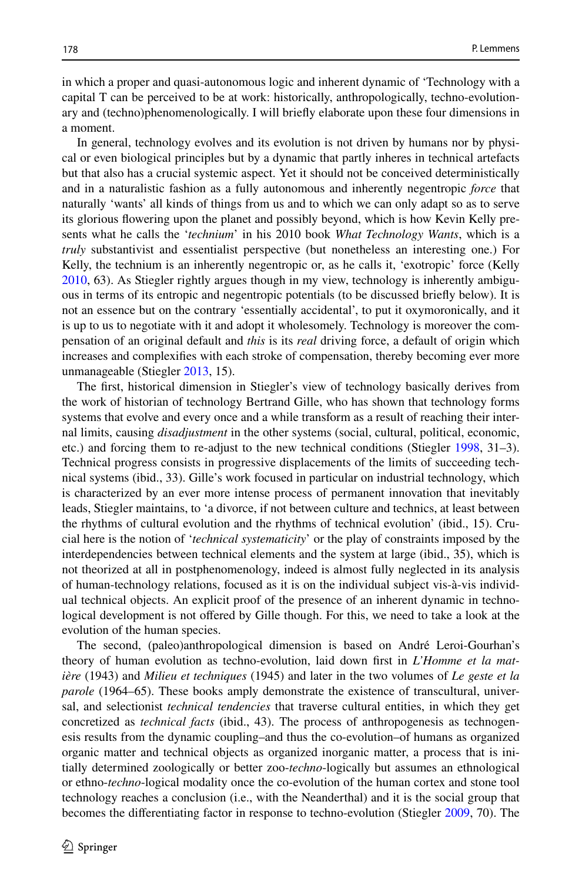in which a proper and quasi-autonomous logic and inherent dynamic of 'Technology with a capital T can be perceived to be at work: historically, anthropologically, techno-evolutionary and (techno)phenomenologically. I will briefly elaborate upon these four dimensions in a moment.

In general, technology evolves and its evolution is not driven by humans nor by physical or even biological principles but by a dynamic that partly inheres in technical artefacts but that also has a crucial systemic aspect. Yet it should not be conceived deterministically and in a naturalistic fashion as a fully autonomous and inherently negentropic *force* that naturally 'wants' all kinds of things from us and to which we can only adapt so as to serve its glorious flowering upon the planet and possibly beyond, which is how Kevin Kelly presents what he calls the '*technium*' in his 2010 book *What Technology Wants*, which is a *truly* substantivist and essentialist perspective (but nonetheless an interesting one.) For Kelly, the technium is an inherently negentropic or, as he calls it, 'exotropic' force (Kelly 2010, 63). As Stiegler rightly argues though in my view, technology is inherently ambiguous in terms of its entropic and negentropic potentials (to be discussed briefly below). It is not an essence but on the contrary 'essentially accidental', to put it oxymoronically, and it is up to us to negotiate with it and adopt it wholesomely. Technology is moreover the compensation of an original default and *this* is its *real* driving force, a default of origin which increases and complexifies with each stroke of compensation, thereby becoming ever more unmanageable (Stiegler 2013, 15).

The first, historical dimension in Stiegler's view of technology basically derives from the work of historian of technology Bertrand Gille, who has shown that technology forms systems that evolve and every once and a while transform as a result of reaching their internal limits, causing *disadjustment* in the other systems (social, cultural, political, economic, etc.) and forcing them to re-adjust to the new technical conditions (Stiegler 1998, 31–3). Technical progress consists in progressive displacements of the limits of succeeding technical systems (ibid., 33). Gille's work focused in particular on industrial technology, which is characterized by an ever more intense process of permanent innovation that inevitably leads, Stiegler maintains, to 'a divorce, if not between culture and technics, at least between the rhythms of cultural evolution and the rhythms of technical evolution' (ibid., 15). Crucial here is the notion of '*technical systematicity*' or the play of constraints imposed by the interdependencies between technical elements and the system at large (ibid., 35), which is not theorized at all in postphenomenology, indeed is almost fully neglected in its analysis of human-technology relations, focused as it is on the individual subject vis-à-vis individual technical objects. An explicit proof of the presence of an inherent dynamic in technological development is not offered by Gille though. For this, we need to take a look at the evolution of the human species.

The second, (paleo)anthropological dimension is based on André Leroi-Gourhan's theory of human evolution as techno-evolution, laid down first in *L'Homme et la matière* (1943) and *Milieu et techniques* (1945) and later in the two volumes of *Le geste et la parole* (1964–65). These books amply demonstrate the existence of transcultural, universal, and selectionist *technical tendencies* that traverse cultural entities, in which they get concretized as *technical facts* (ibid., 43). The process of anthropogenesis as technogenesis results from the dynamic coupling–and thus the co-evolution–of humans as organized organic matter and technical objects as organized inorganic matter, a process that is initially determined zoologically or better zoo-*techno*-logically but assumes an ethnological or ethno-*techno*-logical modality once the co-evolution of the human cortex and stone tool technology reaches a conclusion (i.e., with the Neanderthal) and it is the social group that becomes the differentiating factor in response to techno-evolution (Stiegler 2009, 70). The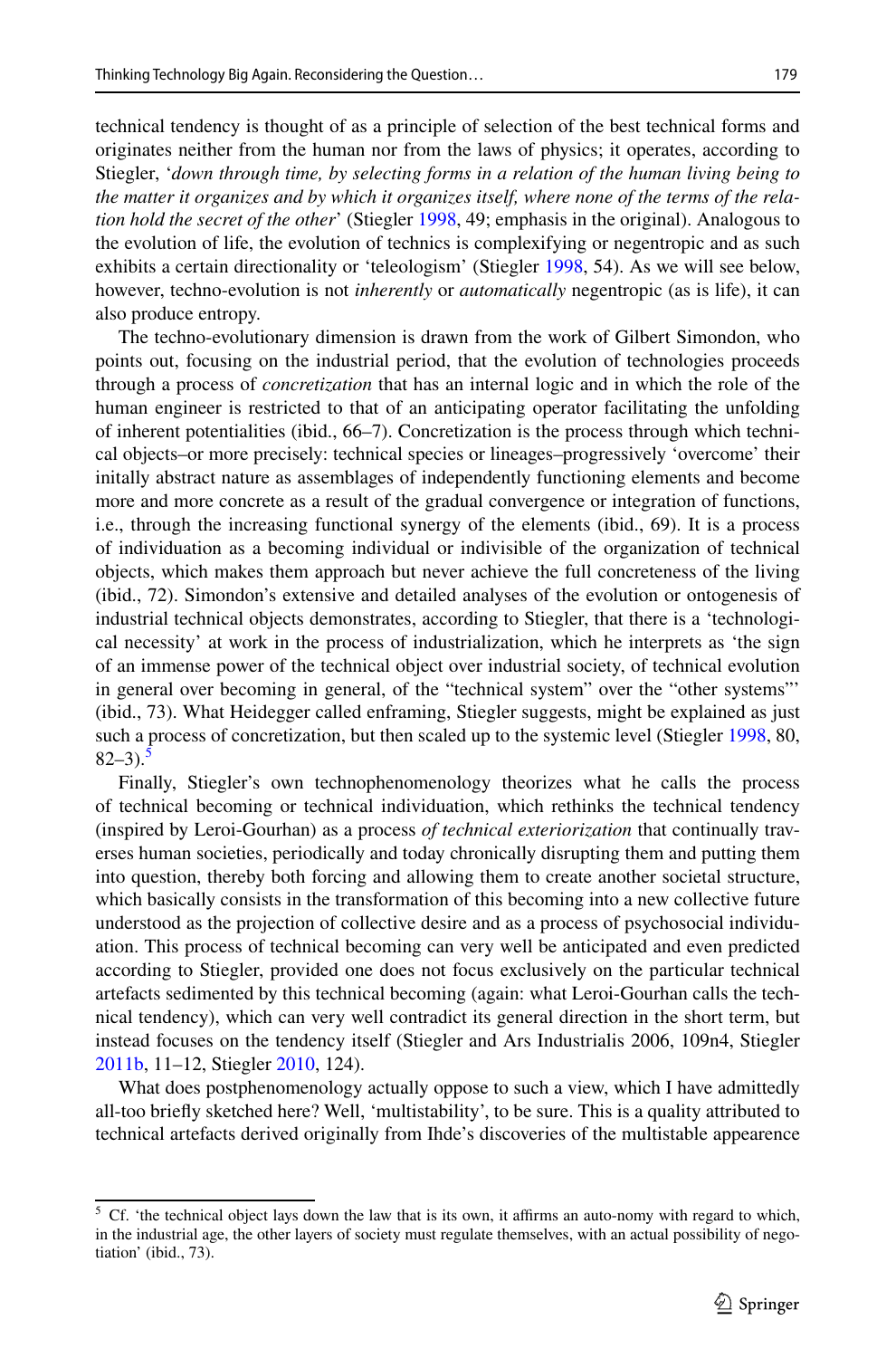technical tendency is thought of as a principle of selection of the best technical forms and originates neither from the human nor from the laws of physics; it operates, according to Stiegler, '*down through time, by selecting forms in a relation of the human living being to the matter it organizes and by which it organizes itself, where none of the terms of the relation hold the secret of the other*' (Stiegler 1998, 49; emphasis in the original). Analogous to the evolution of life, the evolution of technics is complexifying or negentropic and as such exhibits a certain directionality or 'teleologism' (Stiegler 1998, 54). As we will see below, however, techno-evolution is not *inherently* or *automatically* negentropic (as is life), it can also produce entropy.

The techno-evolutionary dimension is drawn from the work of Gilbert Simondon, who points out, focusing on the industrial period, that the evolution of technologies proceeds through a process of *concretization* that has an internal logic and in which the role of the human engineer is restricted to that of an anticipating operator facilitating the unfolding of inherent potentialities (ibid., 66–7). Concretization is the process through which technical objects–or more precisely: technical species or lineages–progressively 'overcome' their initally abstract nature as assemblages of independently functioning elements and become more and more concrete as a result of the gradual convergence or integration of functions, i.e., through the increasing functional synergy of the elements (ibid., 69). It is a process of individuation as a becoming individual or indivisible of the organization of technical objects, which makes them approach but never achieve the full concreteness of the living (ibid., 72). Simondon's extensive and detailed analyses of the evolution or ontogenesis of industrial technical objects demonstrates, according to Stiegler, that there is a 'technological necessity' at work in the process of industrialization, which he interprets as 'the sign of an immense power of the technical object over industrial society, of technical evolution in general over becoming in general, of the "technical system" over the "other systems"' (ibid., 73). What Heidegger called enframing, Stiegler suggests, might be explained as just such a process of concretization, but then scaled up to the systemic level (Stiegler 1998, 80, 82–3).[5]

Finally, Stiegler's own technophenomenology theorizes what he calls the process of technical becoming or technical individuation, which rethinks the technical tendency (inspired by Leroi-Gourhan) as a process *of technical exteriorization* that continually traverses human societies, periodically and today chronically disrupting them and putting them into question, thereby both forcing and allowing them to create another societal structure, which basically consists in the transformation of this becoming into a new collective future understood as the projection of collective desire and as a process of psychosocial individuation. This process of technical becoming can very well be anticipated and even predicted according to Stiegler, provided one does not focus exclusively on the particular technical artefacts sedimented by this technical becoming (again: what Leroi-Gourhan calls the technical tendency), which can very well contradict its general direction in the short term, but instead focuses on the tendency itself (Stiegler and Ars Industrialis 2006, 109n4, Stiegler 2011b, 11–12, Stiegler 2010, 124).

What does postphenomenology actually oppose to such a view, which I have admittedly all-too briefly sketched here? Well, 'multistability', to be sure. This is a quality attributed to technical artefacts derived originally from Ihde's discoveries of the multistable appearence

[5] Cf. 'the technical object lays down the law that is its own, it affirms an auto-nomy with regard to which, in the industrial age, the other layers of society must regulate themselves, with an actual possibility of negotiation' (ibid., 73).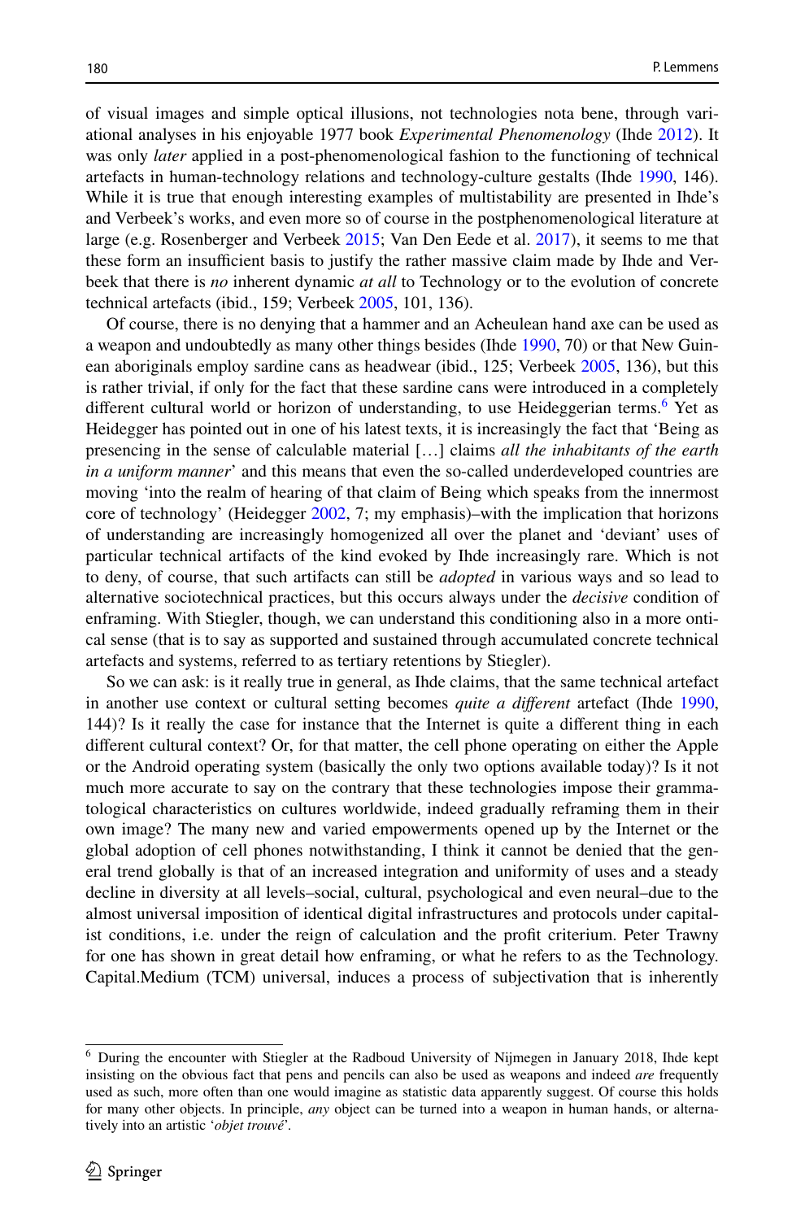of visual images and simple optical illusions, not technologies nota bene, through variational analyses in his enjoyable 1977 book *Experimental Phenomenology* (Ihde 2012). It was only *later* applied in a post-phenomenological fashion to the functioning of technical artefacts in human-technology relations and technology-culture gestalts (Ihde 1990, 146). While it is true that enough interesting examples of multistability are presented in Ihde's and Verbeek's works, and even more so of course in the postphenomenological literature at large (e.g. Rosenberger and Verbeek 2015; Van Den Eede et al. 2017), it seems to me that these form an insufficient basis to justify the rather massive claim made by Ihde and Verbeek that there is *no* inherent dynamic *at all* to Technology or to the evolution of concrete technical artefacts (ibid., 159; Verbeek 2005, 101, 136).

Of course, there is no denying that a hammer and an Acheulean hand axe can be used as a weapon and undoubtedly as many other things besides (Ihde 1990, 70) or that New Guinean aboriginals employ sardine cans as headwear (ibid., 125; Verbeek 2005, 136), but this is rather trivial, if only for the fact that these sardine cans were introduced in a completely different cultural world or horizon of understanding, to use Heideggerian terms.[6] Yet as Heidegger has pointed out in one of his latest texts, it is increasingly the fact that 'Being as presencing in the sense of calculable material […] claims *all the inhabitants of the earth in a uniform manner*' and this means that even the so-called underdeveloped countries are moving 'into the realm of hearing of that claim of Being which speaks from the innermost core of technology' (Heidegger 2002, 7; my emphasis)–with the implication that horizons of understanding are increasingly homogenized all over the planet and 'deviant' uses of particular technical artifacts of the kind evoked by Ihde increasingly rare. Which is not to deny, of course, that such artifacts can still be *adopted* in various ways and so lead to alternative sociotechnical practices, but this occurs always under the *decisive* condition of enframing. With Stiegler, though, we can understand this conditioning also in a more ontical sense (that is to say as supported and sustained through accumulated concrete technical artefacts and systems, referred to as tertiary retentions by Stiegler).

So we can ask: is it really true in general, as Ihde claims, that the same technical artefact in another use context or cultural setting becomes *quite a different* artefact (Ihde 1990, 144)? Is it really the case for instance that the Internet is quite a different thing in each different cultural context? Or, for that matter, the cell phone operating on either the Apple or the Android operating system (basically the only two options available today)? Is it not much more accurate to say on the contrary that these technologies impose their grammatological characteristics on cultures worldwide, indeed gradually reframing them in their own image? The many new and varied empowerments opened up by the Internet or the global adoption of cell phones notwithstanding, I think it cannot be denied that the general trend globally is that of an increased integration and uniformity of uses and a steady decline in diversity at all levels–social, cultural, psychological and even neural–due to the almost universal imposition of identical digital infrastructures and protocols under capitalist conditions, i.e. under the reign of calculation and the profit criterium. Peter Trawny for one has shown in great detail how enframing, or what he refers to as the Technology. Capital.Medium (TCM) universal, induces a process of subjectivation that is inherently

---

[6] During the encounter with Stiegler at the Radboud University of Nijmegen in January 2018, Ihde kept insisting on the obvious fact that pens and pencils can also be used as weapons and indeed *are* frequently used as such, more often than one would imagine as statistic data apparently suggest. Of course this holds for many other objects. In principle, *any* object can be turned into a weapon in human hands, or alternatively into an artistic '*objet trouvé*'.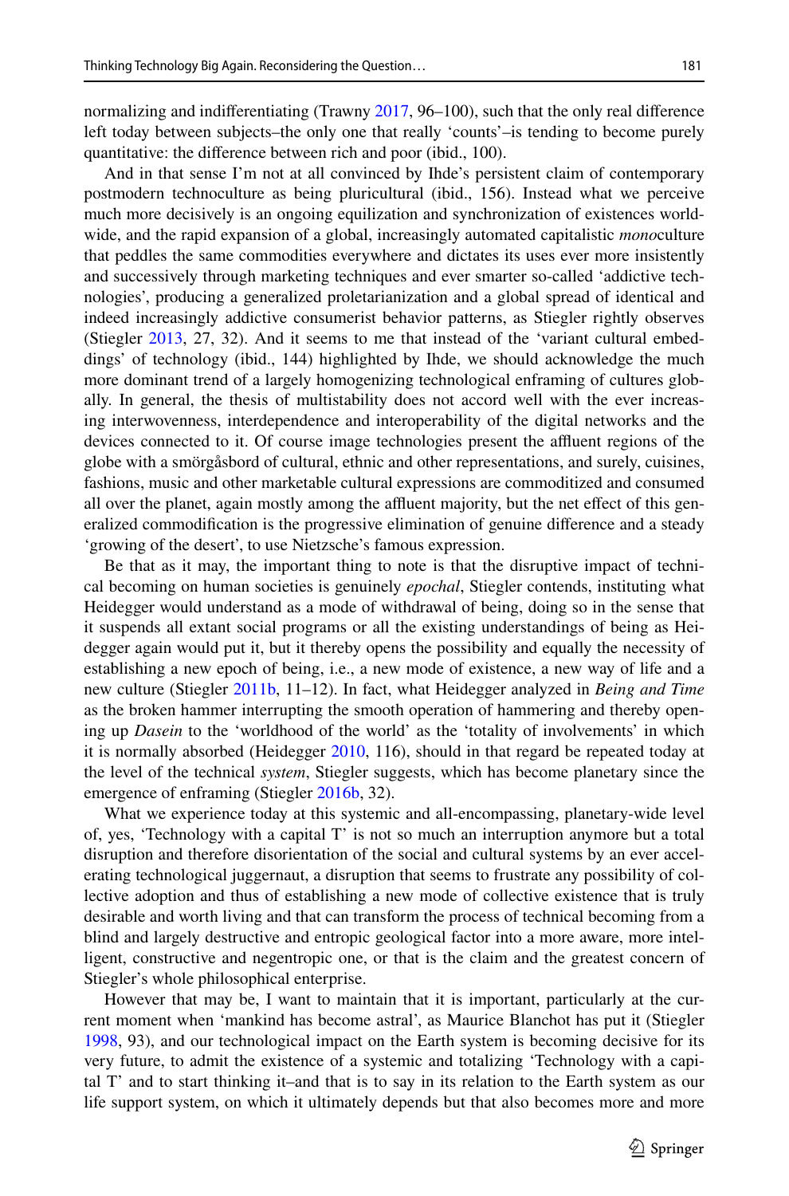normalizing and indifferentiating (Trawny 2017, 96–100), such that the only real difference left today between subjects–the only one that really 'counts'–is tending to become purely quantitative: the difference between rich and poor (ibid., 100).

And in that sense I'm not at all convinced by Ihde's persistent claim of contemporary postmodern technoculture as being pluricultural (ibid., 156). Instead what we perceive much more decisively is an ongoing equilization and synchronization of existences worldwide, and the rapid expansion of a global, increasingly automated capitalistic *mono*culture that peddles the same commodities everywhere and dictates its uses ever more insistently and successively through marketing techniques and ever smarter so-called 'addictive technologies', producing a generalized proletarianization and a global spread of identical and indeed increasingly addictive consumerist behavior patterns, as Stiegler rightly observes (Stiegler 2013, 27, 32). And it seems to me that instead of the 'variant cultural embeddings' of technology (ibid., 144) highlighted by Ihde, we should acknowledge the much more dominant trend of a largely homogenizing technological enframing of cultures globally. In general, the thesis of multistability does not accord well with the ever increasing interwovenness, interdependence and interoperability of the digital networks and the devices connected to it. Of course image technologies present the affluent regions of the globe with a smörgåsbord of cultural, ethnic and other representations, and surely, cuisines, fashions, music and other marketable cultural expressions are commoditized and consumed all over the planet, again mostly among the affluent majority, but the net effect of this generalized commodification is the progressive elimination of genuine difference and a steady 'growing of the desert', to use Nietzsche's famous expression.

Be that as it may, the important thing to note is that the disruptive impact of technical becoming on human societies is genuinely *epochal*, Stiegler contends, instituting what Heidegger would understand as a mode of withdrawal of being, doing so in the sense that it suspends all extant social programs or all the existing understandings of being as Heidegger again would put it, but it thereby opens the possibility and equally the necessity of establishing a new epoch of being, i.e., a new mode of existence, a new way of life and a new culture (Stiegler 2011b, 11–12). In fact, what Heidegger analyzed in *Being and Time* as the broken hammer interrupting the smooth operation of hammering and thereby opening up *Dasein* to the 'worldhood of the world' as the 'totality of involvements' in which it is normally absorbed (Heidegger 2010, 116), should in that regard be repeated today at the level of the technical *system*, Stiegler suggests, which has become planetary since the emergence of enframing (Stiegler 2016b, 32).

What we experience today at this systemic and all-encompassing, planetary-wide level of, yes, 'Technology with a capital T' is not so much an interruption anymore but a total disruption and therefore disorientation of the social and cultural systems by an ever accelerating technological juggernaut, a disruption that seems to frustrate any possibility of collective adoption and thus of establishing a new mode of collective existence that is truly desirable and worth living and that can transform the process of technical becoming from a blind and largely destructive and entropic geological factor into a more aware, more intelligent, constructive and negentropic one, or that is the claim and the greatest concern of Stiegler's whole philosophical enterprise.

However that may be, I want to maintain that it is important, particularly at the current moment when 'mankind has become astral', as Maurice Blanchot has put it (Stiegler 1998, 93), and our technological impact on the Earth system is becoming decisive for its very future, to admit the existence of a systemic and totalizing 'Technology with a capital T' and to start thinking it–and that is to say in its relation to the Earth system as our life support system, on which it ultimately depends but that also becomes more and more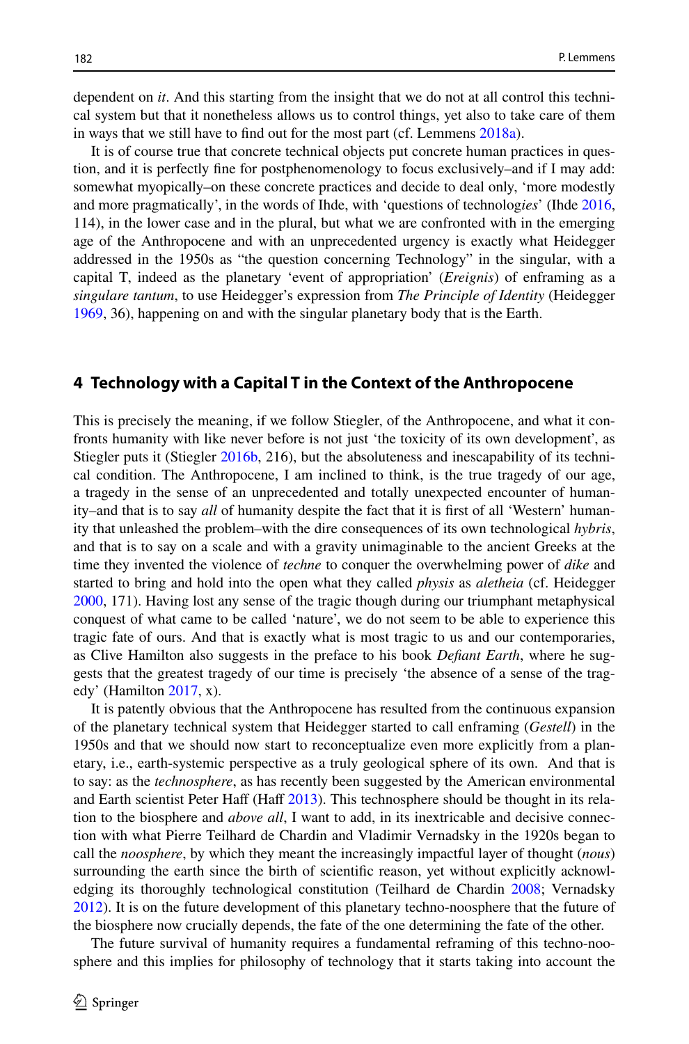dependent on *it*. And this starting from the insight that we do not at all control this technical system but that it nonetheless allows us to control things, yet also to take care of them in ways that we still have to find out for the most part (cf. Lemmens 2018a).

It is of course true that concrete technical objects put concrete human practices in question, and it is perfectly fine for postphenomenology to focus exclusively–and if I may add: somewhat myopically–on these concrete practices and decide to deal only, 'more modestly and more pragmatically', in the words of Ihde, with 'questions of technolog*ies*' (Ihde 2016, 114), in the lower case and in the plural, but what we are confronted with in the emerging age of the Anthropocene and with an unprecedented urgency is exactly what Heidegger addressed in the 1950s as "the question concerning Technology" in the singular, with a capital T, indeed as the planetary 'event of appropriation' (*Ereignis*) of enframing as a *singulare tantum*, to use Heidegger's expression from *The Principle of Identity* (Heidegger 1969, 36), happening on and with the singular planetary body that is the Earth.

## 4 Technology with a Capital T in the Context of the Anthropocene

This is precisely the meaning, if we follow Stiegler, of the Anthropocene, and what it confronts humanity with like never before is not just 'the toxicity of its own development', as Stiegler puts it (Stiegler 2016b, 216), but the absoluteness and inescapability of its technical condition. The Anthropocene, I am inclined to think, is the true tragedy of our age, a tragedy in the sense of an unprecedented and totally unexpected encounter of humanity–and that is to say *all* of humanity despite the fact that it is first of all 'Western' humanity that unleashed the problem–with the dire consequences of its own technological *hybris*, and that is to say on a scale and with a gravity unimaginable to the ancient Greeks at the time they invented the violence of *techne* to conquer the overwhelming power of *dike* and started to bring and hold into the open what they called *physis* as *aletheia* (cf. Heidegger 2000, 171). Having lost any sense of the tragic though during our triumphant metaphysical conquest of what came to be called 'nature', we do not seem to be able to experience this tragic fate of ours. And that is exactly what is most tragic to us and our contemporaries, as Clive Hamilton also suggests in the preface to his book *Defiant Earth*, where he suggests that the greatest tragedy of our time is precisely 'the absence of a sense of the tragedy' (Hamilton 2017, x).

It is patently obvious that the Anthropocene has resulted from the continuous expansion of the planetary technical system that Heidegger started to call enframing (*Gestell*) in the 1950s and that we should now start to reconceptualize even more explicitly from a planetary, i.e., earth-systemic perspective as a truly geological sphere of its own. And that is to say: as the *technosphere*, as has recently been suggested by the American environmental and Earth scientist Peter Haff (Haff 2013). This technosphere should be thought in its relation to the biosphere and *above all*, I want to add, in its inextricable and decisive connection with what Pierre Teilhard de Chardin and Vladimir Vernadsky in the 1920s began to call the *noosphere*, by which they meant the increasingly impactful layer of thought (*nous*) surrounding the earth since the birth of scientific reason, yet without explicitly acknowledging its thoroughly technological constitution (Teilhard de Chardin 2008; Vernadsky 2012). It is on the future development of this planetary techno-noosphere that the future of the biosphere now crucially depends, the fate of the one determining the fate of the other.

The future survival of humanity requires a fundamental reframing of this techno-noosphere and this implies for philosophy of technology that it starts taking into account the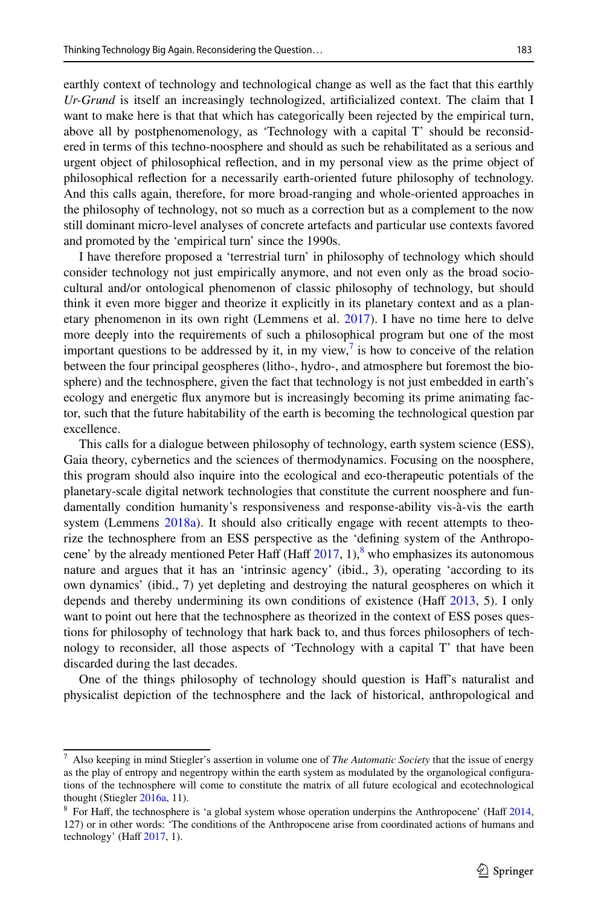earthly context of technology and technological change as well as the fact that this earthly *Ur-Grund* is itself an increasingly technologized, artificialized context. The claim that I want to make here is that that which has categorically been rejected by the empirical turn, above all by postphenomenology, as 'Technology with a capital T' should be reconsidered in terms of this techno-noosphere and should as such be rehabilitated as a serious and urgent object of philosophical reflection, and in my personal view as the prime object of philosophical reflection for a necessarily earth-oriented future philosophy of technology. And this calls again, therefore, for more broad-ranging and whole-oriented approaches in the philosophy of technology, not so much as a correction but as a complement to the now still dominant micro-level analyses of concrete artefacts and particular use contexts favored and promoted by the 'empirical turn' since the 1990s.

I have therefore proposed a 'terrestrial turn' in philosophy of technology which should consider technology not just empirically anymore, and not even only as the broad sociocultural and/or ontological phenomenon of classic philosophy of technology, but should think it even more bigger and theorize it explicitly in its planetary context and as a planetary phenomenon in its own right (Lemmens et al. 2017). I have no time here to delve more deeply into the requirements of such a philosophical program but one of the most important questions to be addressed by it, in my view,[7] is how to conceive of the relation between the four principal geospheres (litho-, hydro-, and atmosphere but foremost the biosphere) and the technosphere, given the fact that technology is not just embedded in earth's ecology and energetic flux anymore but is increasingly becoming its prime animating factor, such that the future habitability of the earth is becoming the technological question par excellence.

This calls for a dialogue between philosophy of technology, earth system science (ESS), Gaia theory, cybernetics and the sciences of thermodynamics. Focusing on the noosphere, this program should also inquire into the ecological and eco-therapeutic potentials of the planetary-scale digital network technologies that constitute the current noosphere and fundamentally condition humanity's responsiveness and response-ability vis-à-vis the earth system (Lemmens 2018a). It should also critically engage with recent attempts to theorize the technosphere from an ESS perspective as the 'defining system of the Anthropocene' by the already mentioned Peter Haff (Haff 2017, 1),[8] who emphasizes its autonomous nature and argues that it has an 'intrinsic agency' (ibid., 3), operating 'according to its own dynamics' (ibid., 7) yet depleting and destroying the natural geospheres on which it depends and thereby undermining its own conditions of existence (Haff 2013, 5). I only want to point out here that the technosphere as theorized in the context of ESS poses questions for philosophy of technology that hark back to, and thus forces philosophers of technology to reconsider, all those aspects of 'Technology with a capital T' that have been discarded during the last decades.

One of the things philosophy of technology should question is Haff's naturalist and physicalist depiction of the technosphere and the lack of historical, anthropological and

---

[7] Also keeping in mind Stiegler's assertion in volume one of *The Automatic Society* that the issue of energy as the play of entropy and negentropy within the earth system as modulated by the organological configurations of the technosphere will come to constitute the matrix of all future ecological and ecotechnological thought (Stiegler 2016a, 11).

[8] For Haff, the technosphere is 'a global system whose operation underpins the Anthropocene' (Haff 2014, 127) or in other words: 'The conditions of the Anthropocene arise from coordinated actions of humans and technology' (Haff 2017, 1).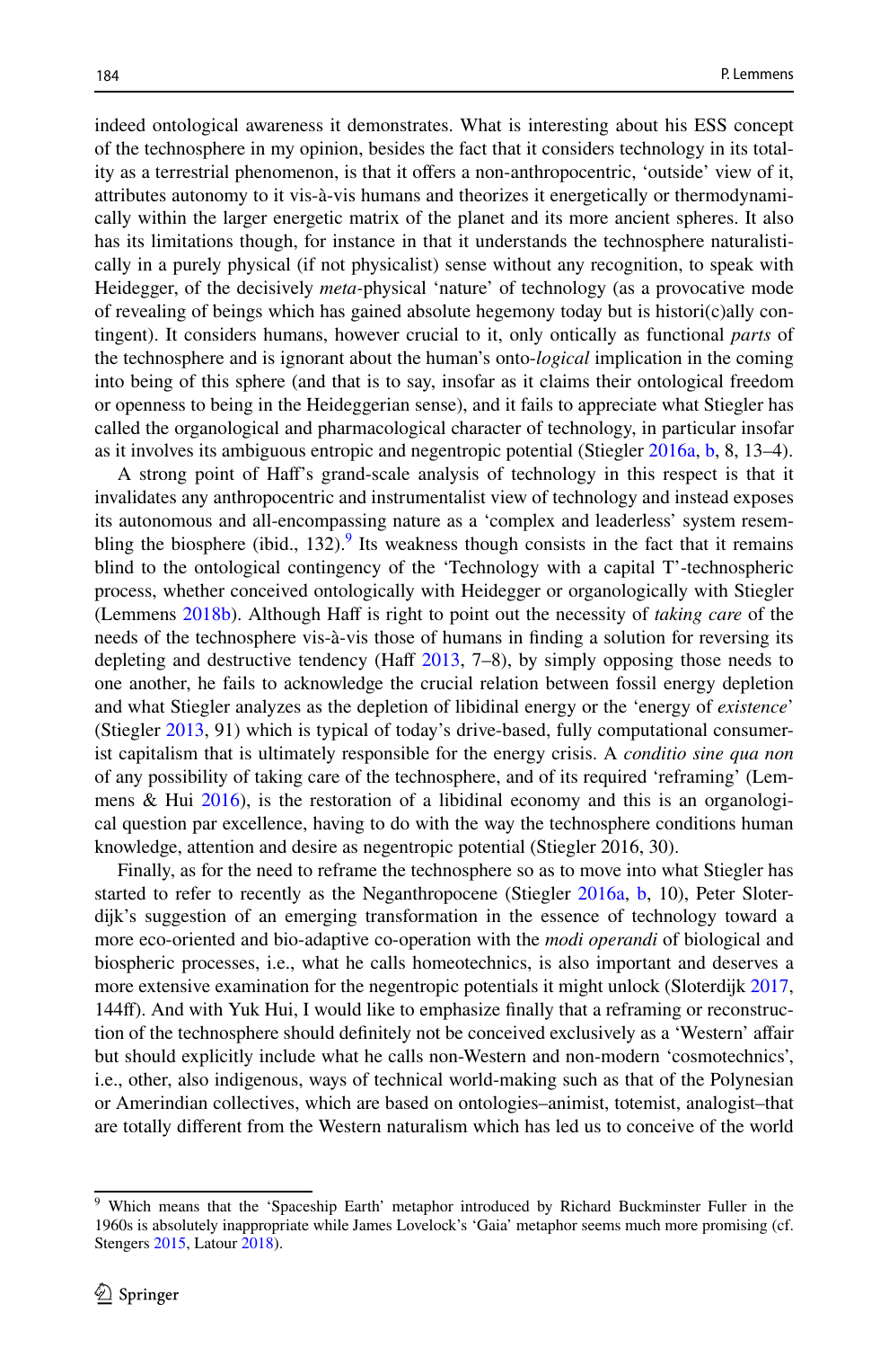indeed ontological awareness it demonstrates. What is interesting about his ESS concept of the technosphere in my opinion, besides the fact that it considers technology in its totality as a terrestrial phenomenon, is that it offers a non-anthropocentric, 'outside' view of it, attributes autonomy to it vis-à-vis humans and theorizes it energetically or thermodynamically within the larger energetic matrix of the planet and its more ancient spheres. It also has its limitations though, for instance in that it understands the technosphere naturalistically in a purely physical (if not physicalist) sense without any recognition, to speak with Heidegger, of the decisively *meta*-physical 'nature' of technology (as a provocative mode of revealing of beings which has gained absolute hegemony today but is histori(c)ally contingent). It considers humans, however crucial to it, only ontically as functional *parts* of the technosphere and is ignorant about the human's onto-*logical* implication in the coming into being of this sphere (and that is to say, insofar as it claims their ontological freedom or openness to being in the Heideggerian sense), and it fails to appreciate what Stiegler has called the organological and pharmacological character of technology, in particular insofar as it involves its ambiguous entropic and negentropic potential (Stiegler 2016a, b, 8, 13–4).

A strong point of Haff's grand-scale analysis of technology in this respect is that it invalidates any anthropocentric and instrumentalist view of technology and instead exposes its autonomous and all-encompassing nature as a 'complex and leaderless' system resembling the biosphere (ibid., 132).[9] Its weakness though consists in the fact that it remains blind to the ontological contingency of the 'Technology with a capital T'-technospheric process, whether conceived ontologically with Heidegger or organologically with Stiegler (Lemmens 2018b). Although Haff is right to point out the necessity of *taking care* of the needs of the technosphere vis-à-vis those of humans in finding a solution for reversing its depleting and destructive tendency (Haff 2013, 7–8), by simply opposing those needs to one another, he fails to acknowledge the crucial relation between fossil energy depletion and what Stiegler analyzes as the depletion of libidinal energy or the 'energy of *existence*' (Stiegler 2013, 91) which is typical of today's drive-based, fully computational consumerist capitalism that is ultimately responsible for the energy crisis. A *conditio sine qua non* of any possibility of taking care of the technosphere, and of its required 'reframing' (Lemmens & Hui 2016), is the restoration of a libidinal economy and this is an organological question par excellence, having to do with the way the technosphere conditions human knowledge, attention and desire as negentropic potential (Stiegler 2016, 30).

Finally, as for the need to reframe the technosphere so as to move into what Stiegler has started to refer to recently as the Neganthropocene (Stiegler 2016a, b, 10), Peter Sloterdijk's suggestion of an emerging transformation in the essence of technology toward a more eco-oriented and bio-adaptive co-operation with the *modi operandi* of biological and biospheric processes, i.e., what he calls homeotechnics, is also important and deserves a more extensive examination for the negentropic potentials it might unlock (Sloterdijk 2017, 144ff). And with Yuk Hui, I would like to emphasize finally that a reframing or reconstruction of the technosphere should definitely not be conceived exclusively as a 'Western' affair but should explicitly include what he calls non-Western and non-modern 'cosmotechnics', i.e., other, also indigenous, ways of technical world-making such as that of the Polynesian or Amerindian collectives, which are based on ontologies–animist, totemist, analogist–that are totally different from the Western naturalism which has led us to conceive of the world

---

[9] Which means that the 'Spaceship Earth' metaphor introduced by Richard Buckminster Fuller in the 1960s is absolutely inappropriate while James Lovelock's 'Gaia' metaphor seems much more promising (cf. Stengers 2015, Latour 2018).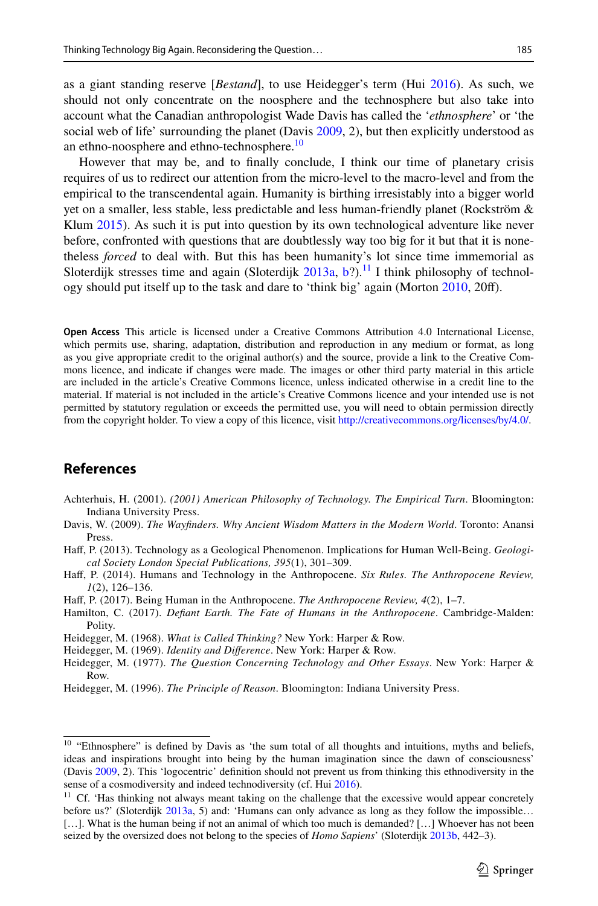as a giant standing reserve [*Bestand*], to use Heidegger's term (Hui 2016). As such, we should not only concentrate on the noosphere and the technosphere but also take into account what the Canadian anthropologist Wade Davis has called the '*ethnosphere*' or 'the social web of life' surrounding the planet (Davis 2009, 2), but then explicitly understood as an ethno-noosphere and ethno-technosphere.[10]

However that may be, and to finally conclude, I think our time of planetary crisis requires of us to redirect our attention from the micro-level to the macro-level and from the empirical to the transcendental again. Humanity is birthing irresistably into a bigger world yet on a smaller, less stable, less predictable and less human-friendly planet (Rockström & Klum 2015). As such it is put into question by its own technological adventure like never before, confronted with questions that are doubtlessly way too big for it but that it is nonetheless *forced* to deal with. But this has been humanity's lot since time immemorial as Sloterdijk stresses time and again (Sloterdijk 2013a, b?).[11] I think philosophy of technology should put itself up to the task and dare to 'think big' again (Morton 2010, 20ff).

**Open Access** This article is licensed under a Creative Commons Attribution 4.0 International License, which permits use, sharing, adaptation, distribution and reproduction in any medium or format, as long as you give appropriate credit to the original author(s) and the source, provide a link to the Creative Commons licence, and indicate if changes were made. The images or other third party material in this article are included in the article's Creative Commons licence, unless indicated otherwise in a credit line to the material. If material is not included in the article's Creative Commons licence and your intended use is not permitted by statutory regulation or exceeds the permitted use, you will need to obtain permission directly from the copyright holder. To view a copy of this licence, visit http://creativecommons.org/licenses/by/4.0/.

## References

Achterhuis, H. (2001). *(2001) American Philosophy of Technology. The Empirical Turn*. Bloomington: Indiana University Press.

Davis, W. (2009). *The Wayfinders. Why Ancient Wisdom Matters in the Modern World*. Toronto: Anansi Press.

Haff, P. (2013). Technology as a Geological Phenomenon. Implications for Human Well-Being. *Geological Society London Special Publications, 395*(1), 301–309.

Haff, P. (2014). Humans and Technology in the Anthropocene. *Six Rules. The Anthropocene Review, 1*(2), 126–136.

Haff, P. (2017). Being Human in the Anthropocene. *The Anthropocene Review, 4*(2), 1–7.

Hamilton, C. (2017). *Defiant Earth. The Fate of Humans in the Anthropocene*. Cambridge-Malden: Polity.

Heidegger, M. (1968). *What is Called Thinking?* New York: Harper & Row.

Heidegger, M. (1969). *Identity and Difference*. New York: Harper & Row.

Heidegger, M. (1977). *The Question Concerning Technology and Other Essays*. New York: Harper & Row.

Heidegger, M. (1996). *The Principle of Reason*. Bloomington: Indiana University Press.

---

[10] "Ethnosphere" is defined by Davis as 'the sum total of all thoughts and intuitions, myths and beliefs, ideas and inspirations brought into being by the human imagination since the dawn of consciousness' (Davis 2009, 2). This 'logocentric' definition should not prevent us from thinking this ethnodiversity in the sense of a cosmodiversity and indeed technodiversity (cf. Hui 2016).

[11] Cf. 'Has thinking not always meant taking on the challenge that the excessive would appear concretely before us?' (Sloterdijk 2013a, 5) and: 'Humans can only advance as long as they follow the impossible… […]. What is the human being if not an animal of which too much is demanded? […] Whoever has not been seized by the oversized does not belong to the species of *Homo Sapiens*' (Sloterdijk 2013b, 442–3).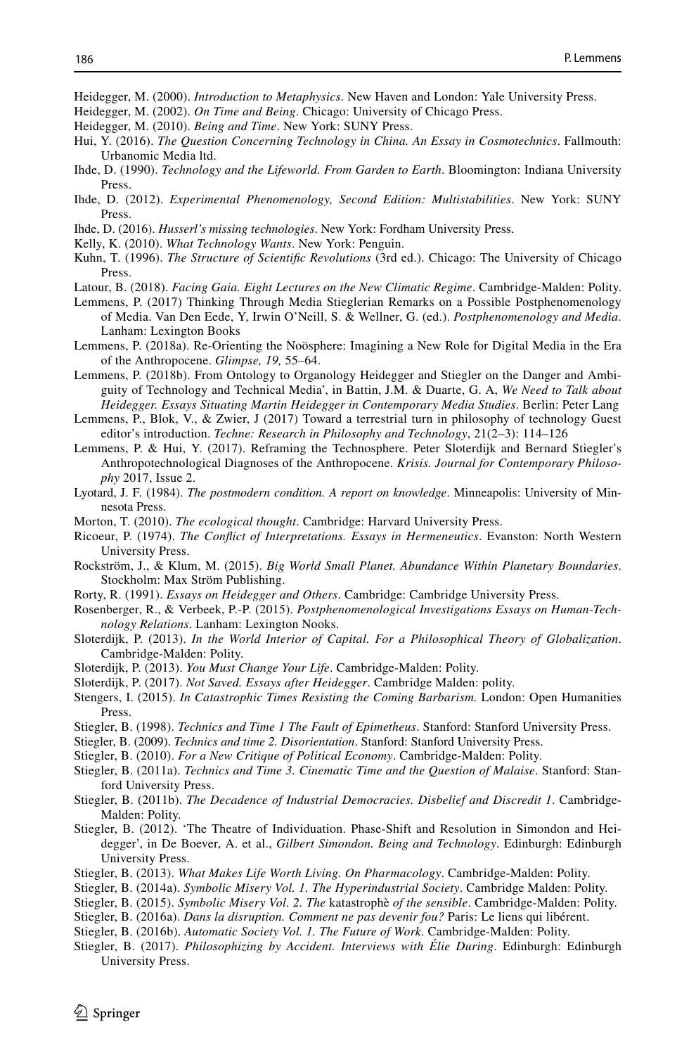Heidegger, M. (2000). *Introduction to Metaphysics*. New Haven and London: Yale University Press.

Heidegger, M. (2002). *On Time and Being*. Chicago: University of Chicago Press.

Heidegger, M. (2010). *Being and Time*. New York: SUNY Press.

Hui, Y. (2016). *The Question Concerning Technology in China. An Essay in Cosmotechnics*. Fallmouth: Urbanomic Media ltd.

Ihde, D. (1990). *Technology and the Lifeworld. From Garden to Earth*. Bloomington: Indiana University Press.

Ihde, D. (2012). *Experimental Phenomenology, Second Edition: Multistabilities*. New York: SUNY Press.

Ihde, D. (2016). *Husserl's missing technologies*. New York: Fordham University Press.

Kelly, K. (2010). *What Technology Wants*. New York: Penguin.

Kuhn, T. (1996). *The Structure of Scientific Revolutions* (3rd ed.). Chicago: The University of Chicago Press.

Latour, B. (2018). *Facing Gaia. Eight Lectures on the New Climatic Regime*. Cambridge-Malden: Polity.

Lemmens, P. (2017) Thinking Through Media Stieglerian Remarks on a Possible Postphenomenology of Media. Van Den Eede, Y, Irwin O'Neill, S. & Wellner, G. (ed.). *Postphenomenology and Media*. Lanham: Lexington Books

Lemmens, P. (2018a). Re-Orienting the Noösphere: Imagining a New Role for Digital Media in the Era of the Anthropocene. *Glimpse, 19,* 55–64.

Lemmens, P. (2018b). From Ontology to Organology Heidegger and Stiegler on the Danger and Ambiguity of Technology and Technical Media', in Battin, J.M. & Duarte, G. A, *We Need to Talk about Heidegger. Essays Situating Martin Heidegger in Contemporary Media Studies*. Berlin: Peter Lang

Lemmens, P., Blok, V., & Zwier, J (2017) Toward a terrestrial turn in philosophy of technology Guest editor's introduction. *Techne: Research in Philosophy and Technology*, 21(2–3): 114–126

Lemmens, P. & Hui, Y. (2017). Reframing the Technosphere. Peter Sloterdijk and Bernard Stiegler's Anthropotechnological Diagnoses of the Anthropocene. *Krisis. Journal for Contemporary Philosophy* 2017, Issue 2.

Lyotard, J. F. (1984). *The postmodern condition. A report on knowledge*. Minneapolis: University of Minnesota Press.

Morton, T. (2010). *The ecological thought*. Cambridge: Harvard University Press.

Ricoeur, P. (1974). *The Conflict of Interpretations. Essays in Hermeneutics*. Evanston: North Western University Press.

Rockström, J., & Klum, M. (2015). *Big World Small Planet. Abundance Within Planetary Boundaries*. Stockholm: Max Ström Publishing.

Rorty, R. (1991). *Essays on Heidegger and Others*. Cambridge: Cambridge University Press.

Rosenberger, R., & Verbeek, P.-P. (2015). *Postphenomenological Investigations Essays on Human-Technology Relations*. Lanham: Lexington Nooks.

Sloterdijk, P. (2013). *In the World Interior of Capital. For a Philosophical Theory of Globalization*. Cambridge-Malden: Polity.

Sloterdijk, P. (2013). *You Must Change Your Life*. Cambridge-Malden: Polity.

Sloterdijk, P. (2017). *Not Saved. Essays after Heidegger*. Cambridge Malden: polity.

Stengers, I. (2015). *In Catastrophic Times Resisting the Coming Barbarism.* London: Open Humanities Press.

Stiegler, B. (1998). *Technics and Time 1 The Fault of Epimetheus*. Stanford: Stanford University Press.

Stiegler, B. (2009). *Technics and time 2. Disorientation*. Stanford: Stanford University Press.

Stiegler, B. (2010). *For a New Critique of Political Economy*. Cambridge-Malden: Polity.

Stiegler, B. (2011a). *Technics and Time 3. Cinematic Time and the Question of Malaise*. Stanford: Stanford University Press.

Stiegler, B. (2011b). *The Decadence of Industrial Democracies. Disbelief and Discredit 1*. Cambridge-Malden: Polity.

Stiegler, B. (2012). 'The Theatre of Individuation. Phase-Shift and Resolution in Simondon and Heidegger', in De Boever, A. et al., *Gilbert Simondon. Being and Technology*. Edinburgh: Edinburgh University Press.

Stiegler, B. (2013). *What Makes Life Worth Living. On Pharmacology*. Cambridge-Malden: Polity.

Stiegler, B. (2014a). *Symbolic Misery Vol. 1. The Hyperindustrial Society*. Cambridge Malden: Polity.

Stiegler, B. (2015). *Symbolic Misery Vol. 2. The* katastrophè *of the sensible*. Cambridge-Malden: Polity.

Stiegler, B. (2016a). *Dans la disruption. Comment ne pas devenir fou?* Paris: Le liens qui libérent.

Stiegler, B. (2016b). *Automatic Society Vol. 1. The Future of Work*. Cambridge-Malden: Polity.

Stiegler, B. (2017). *Philosophizing by Accident. Interviews with Élie During*. Edinburgh: Edinburgh University Press.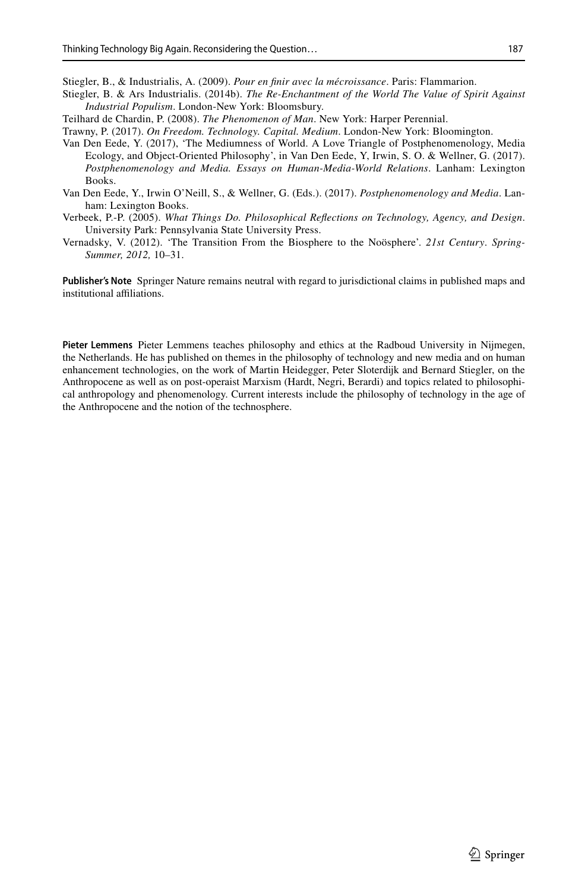Stiegler, B., & Industrialis, A. (2009). *Pour en finir avec la mécroissance*. Paris: Flammarion.

Stiegler, B. & Ars Industrialis. (2014b). *The Re-Enchantment of the World The Value of Spirit Against Industrial Populism*. London-New York: Bloomsbury.

Teilhard de Chardin, P. (2008). *The Phenomenon of Man*. New York: Harper Perennial.

Trawny, P. (2017). *On Freedom. Technology. Capital. Medium*. London-New York: Bloomington.

Van Den Eede, Y. (2017), 'The Mediumness of World. A Love Triangle of Postphenomenology, Media Ecology, and Object-Oriented Philosophy', in Van Den Eede, Y, Irwin, S. O. & Wellner, G. (2017). *Postphenomenology and Media. Essays on Human-Media-World Relations*. Lanham: Lexington Books.

Van Den Eede, Y., Irwin O'Neill, S., & Wellner, G. (Eds.). (2017). *Postphenomenology and Media*. Lanham: Lexington Books.

Verbeek, P.-P. (2005). *What Things Do. Philosophical Reflections on Technology, Agency, and Design*. University Park: Pennsylvania State University Press.

Vernadsky, V. (2012). 'The Transition From the Biosphere to the Noösphere'. *21st Century*. *Spring-Summer, 2012,* 10–31.

**Publisher's Note** Springer Nature remains neutral with regard to jurisdictional claims in published maps and institutional affiliations.

**Pieter Lemmens** Pieter Lemmens teaches philosophy and ethics at the Radboud University in Nijmegen, the Netherlands. He has published on themes in the philosophy of technology and new media and on human enhancement technologies, on the work of Martin Heidegger, Peter Sloterdijk and Bernard Stiegler, on the Anthropocene as well as on post-operaist Marxism (Hardt, Negri, Berardi) and topics related to philosophical anthropology and phenomenology. Current interests include the philosophy of technology in the age of the Anthropocene and the notion of the technosphere.